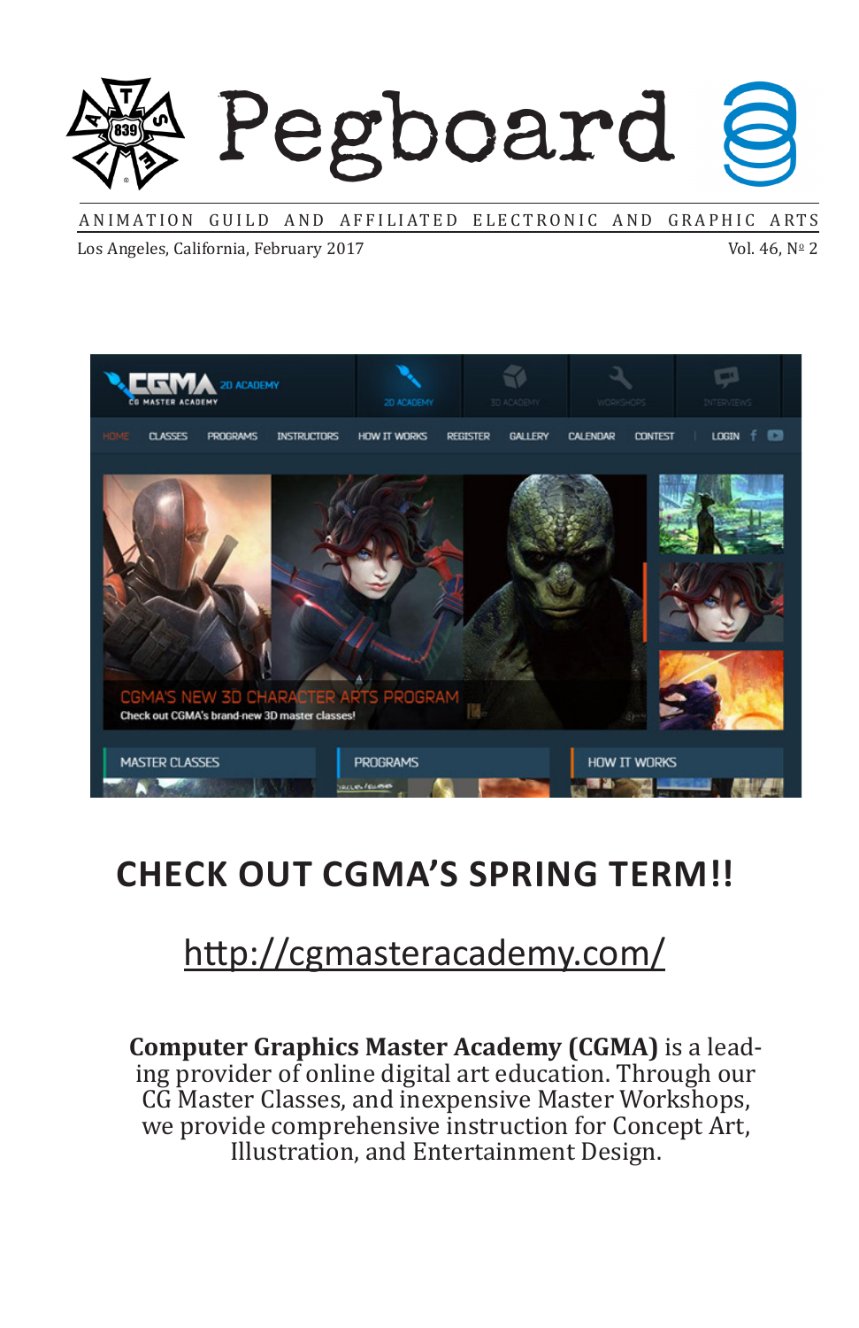# Pegboard

ANIMATION GUILD AND AFFILIATED ELECTRONIC AND GRAPHIC ARTS

Los Angeles, California, February 2017 Vol. 46, № 2

## CHECK OUT CGMA'S SPRING TERM!!

http://cgmasteracademy.com/

**Computer Graphics Master Academy (CGMA)** is a leading provider of online digital art education. Through our CG Master Classes, and inexpensive Master Workshops, we provide comprehensive instruction for Concept Art, Illustration, and Entertainment Design.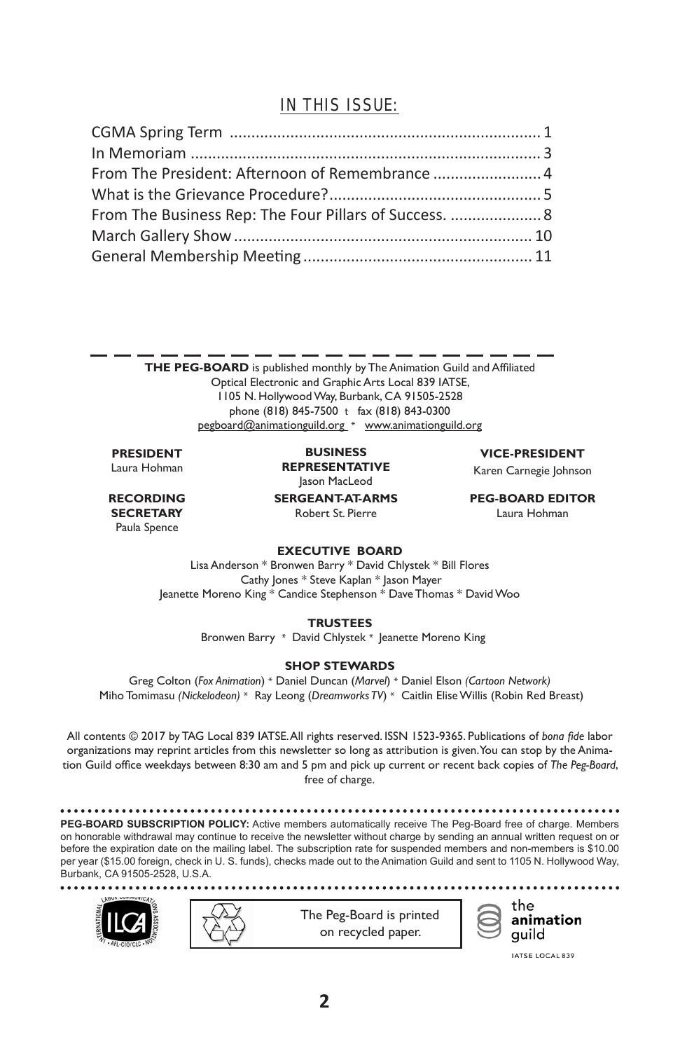## IN THIS ISSUE:

- CGMA Spring Term ........................................................................ 1
- In Memoriam ................................................................................ 3
- From The President: Afternoon of Remembrance ......................... 4
- What is the Grievance Procedure?................................................. 5
- From The Business Rep: The Four Pillars of Success. ..................... 8
- March Gallery Show .................................................................... 10
- General Membership Meeting ..................................................... 11

**THE PEG-BOARD** is published monthly by The Animation Guild and Affiliated Optical Electronic and Graphic Arts Local 839 IATSE,
1105 N. Hollywood Way, Burbank, CA 91505-2528
phone (818) 845-7500 t fax (818) 843-0300
pegboard@animationguild.org * www.animationguild.org

**PRESIDENT**
Laura Hohman

**BUSINESS REPRESENTATIVE**
Jason MacLeod

**VICE-PRESIDENT**
Karen Carnegie Johnson

**RECORDING SECRETARY**
Paula Spence

**SERGEANT-AT-ARMS**
Robert St. Pierre

**PEG-BOARD EDITOR**
Laura Hohman

**EXECUTIVE BOARD**
Lisa Anderson * Bronwen Barry * David Chlystek * Bill Flores
Cathy Jones * Steve Kaplan * Jason Mayer
Jeanette Moreno King * Candice Stephenson * Dave Thomas * David Woo

**TRUSTEES**
Bronwen Barry * David Chlystek * Jeanette Moreno King

**SHOP STEWARDS**
Greg Colton (*Fox Animation*) * Daniel Duncan (*Marvel*) * Daniel Elson *(Cartoon Network)*
Miho Tomimasu *(Nickelodeon)* * Ray Leong (*Dreamworks TV*) * Caitlin Elise Willis (Robin Red Breast)

All contents © 2017 by TAG Local 839 IATSE. All rights reserved. ISSN 1523-9365. Publications of *bona fide* labor organizations may reprint articles from this newsletter so long as attribution is given. You can stop by the Animation Guild office weekdays between 8:30 am and 5 pm and pick up current or recent back copies of *The Peg-Board*, free of charge.

**PEG-BOARD SUBSCRIPTION POLICY:** Active members automatically receive The Peg-Board free of charge. Members on honorable withdrawal may continue to receive the newsletter without charge by sending an annual written request on or before the expiration date on the mailing label. The subscription rate for suspended members and non-members is $10.00 per year ($15.00 foreign, check in U. S. funds), checks made out to the Animation Guild and sent to 1105 N. Hollywood Way, Burbank, CA 91505-2528, U.S.A.

The Peg-Board is printed on recycled paper.

the animation guild
IATSE LOCAL 839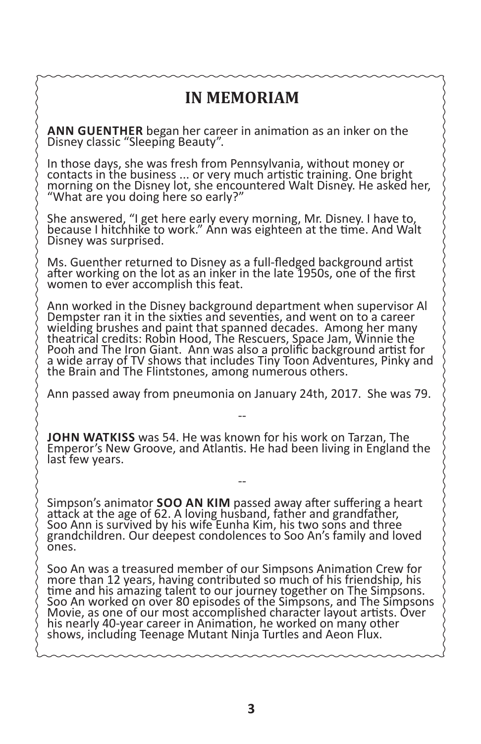# IN MEMORIAM

**ANN GUENTHER** began her career in animation as an inker on the Disney classic "Sleeping Beauty".

In those days, she was fresh from Pennsylvania, without money or contacts in the business ... or very much artistic training. One bright morning on the Disney lot, she encountered Walt Disney. He asked her, "What are you doing here so early?"

She answered, "I get here early every morning, Mr. Disney. I have to, because I hitchhike to work." Ann was eighteen at the time. And Walt Disney was surprised.

Ms. Guenther returned to Disney as a full-fledged background artist after working on the lot as an inker in the late 1950s, one of the first women to ever accomplish this feat.

Ann worked in the Disney background department when supervisor Al Dempster ran it in the sixties and seventies, and went on to a career wielding brushes and paint that spanned decades. Among her many theatrical credits: Robin Hood, The Rescuers, Space Jam, Winnie the Pooh and The Iron Giant. Ann was also a prolific background artist for a wide array of TV shows that includes Tiny Toon Adventures, Pinky and the Brain and The Flintstones, among numerous others.

Ann passed away from pneumonia on January 24th, 2017. She was 79.

--

**JOHN WATKISS** was 54. He was known for his work on Tarzan, The Emperor's New Groove, and Atlantis. He had been living in England the last few years.

--

Simpson's animator **SOO AN KIM** passed away after suffering a heart attack at the age of 62. A loving husband, father and grandfather, Soo Ann is survived by his wife Eunha Kim, his two sons and three grandchildren. Our deepest condolences to Soo An's family and loved ones.

Soo An was a treasured member of our Simpsons Animation Crew for more than 12 years, having contributed so much of his friendship, his time and his amazing talent to our journey together on The Simpsons. Soo An worked on over 80 episodes of the Simpsons, and The Simpsons Movie, as one of our most accomplished character layout artists. Over his nearly 40-year career in Animation, he worked on many other shows, including Teenage Mutant Ninja Turtles and Aeon Flux.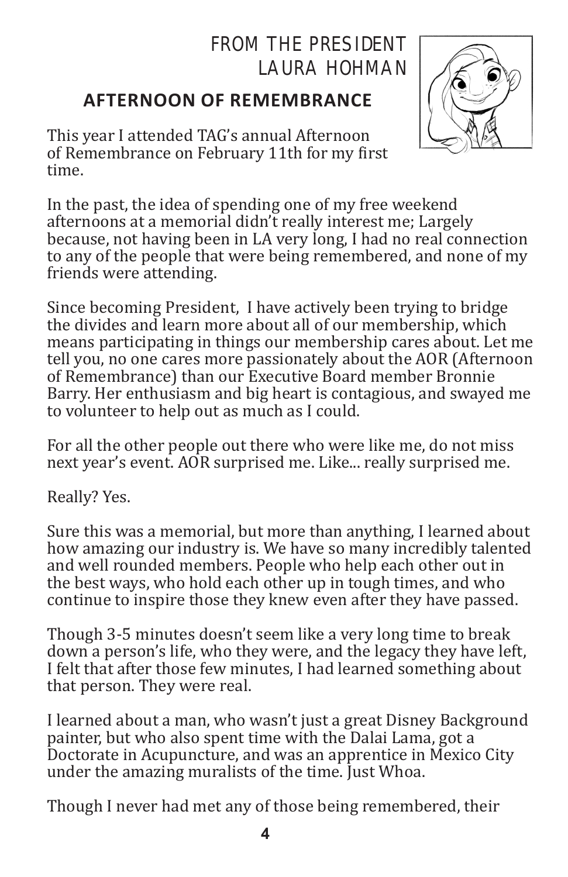# FROM THE PRESIDENT
# LAURA HOHMAN

## AFTERNOON OF REMEMBRANCE

This year I attended TAG's annual Afternoon of Remembrance on February 11th for my first time.

In the past, the idea of spending one of my free weekend afternoons at a memorial didn't really interest me; Largely because, not having been in LA very long, I had no real connection to any of the people that were being remembered, and none of my friends were attending.

Since becoming President, I have actively been trying to bridge the divides and learn more about all of our membership, which means participating in things our membership cares about. Let me tell you, no one cares more passionately about the AOR (Afternoon of Remembrance) than our Executive Board member Bronnie Barry. Her enthusiasm and big heart is contagious, and swayed me to volunteer to help out as much as I could.

For all the other people out there who were like me, do not miss next year's event. AOR surprised me. Like... really surprised me.

Really? Yes.

Sure this was a memorial, but more than anything, I learned about how amazing our industry is. We have so many incredibly talented and well rounded members. People who help each other out in the best ways, who hold each other up in tough times, and who continue to inspire those they knew even after they have passed.

Though 3-5 minutes doesn't seem like a very long time to break down a person's life, who they were, and the legacy they have left, I felt that after those few minutes, I had learned something about that person. They were real.

I learned about a man, who wasn't just a great Disney Background painter, but who also spent time with the Dalai Lama, got a Doctorate in Acupuncture, and was an apprentice in Mexico City under the amazing muralists of the time. Just Whoa.

Though I never had met any of those being remembered, their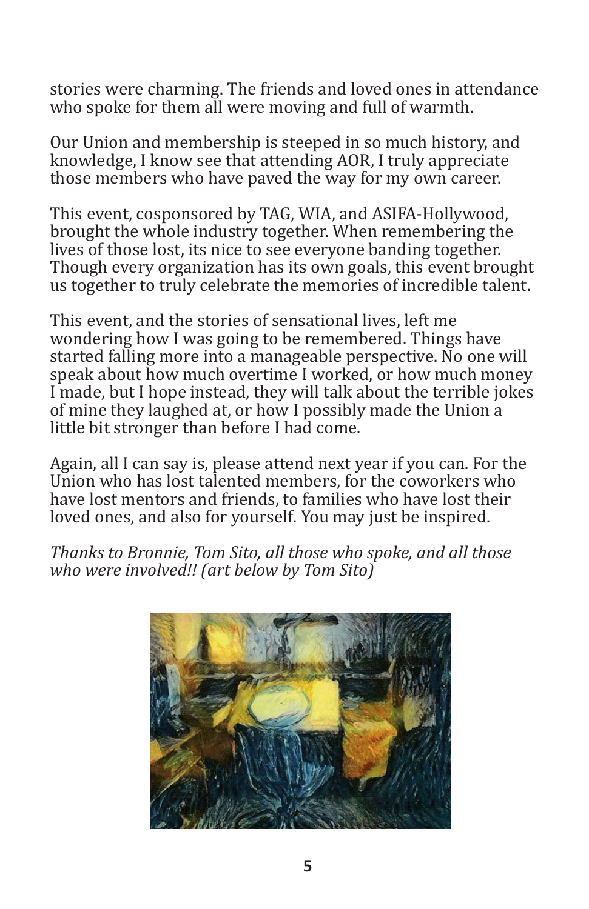stories were charming. The friends and loved ones in attendance who spoke for them all were moving and full of warmth.

Our Union and membership is steeped in so much history, and knowledge, I know see that attending AOR, I truly appreciate those members who have paved the way for my own career.

This event, cosponsored by TAG, WIA, and ASIFA-Hollywood, brought the whole industry together. When remembering the lives of those lost, its nice to see everyone banding together. Though every organization has its own goals, this event brought us together to truly celebrate the memories of incredible talent.

This event, and the stories of sensational lives, left me wondering how I was going to be remembered. Things have started falling more into a manageable perspective. No one will speak about how much overtime I worked, or how much money I made, but I hope instead, they will talk about the terrible jokes of mine they laughed at, or how I possibly made the Union a little bit stronger than before I had come.

Again, all I can say is, please attend next year if you can. For the Union who has lost talented members, for the coworkers who have lost mentors and friends, to families who have lost their loved ones, and also for yourself. You may just be inspired.

*Thanks to Bronnie, Tom Sito, all those who spoke, and all those who were involved!! (art below by Tom Sito)*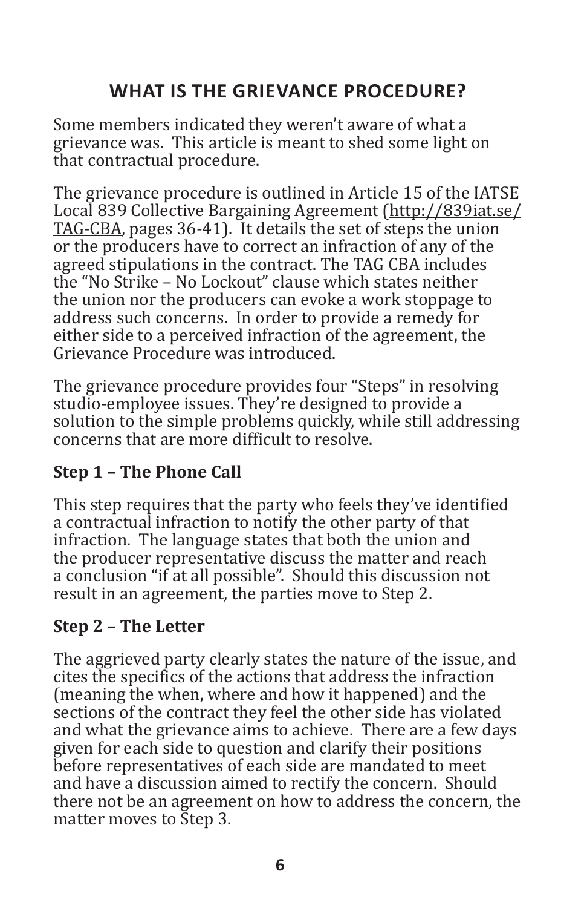## WHAT IS THE GRIEVANCE PROCEDURE?

Some members indicated they weren't aware of what a grievance was. This article is meant to shed some light on that contractual procedure.

The grievance procedure is outlined in Article 15 of the IATSE Local 839 Collective Bargaining Agreement (http://839iat.se/TAG-CBA, pages 36-41). It details the set of steps the union or the producers have to correct an infraction of any of the agreed stipulations in the contract. The TAG CBA includes the "No Strike – No Lockout" clause which states neither the union nor the producers can evoke a work stoppage to address such concerns. In order to provide a remedy for either side to a perceived infraction of the agreement, the Grievance Procedure was introduced.

The grievance procedure provides four "Steps" in resolving studio-employee issues. They're designed to provide a solution to the simple problems quickly, while still addressing concerns that are more difficult to resolve.

### Step 1 – The Phone Call

This step requires that the party who feels they've identified a contractual infraction to notify the other party of that infraction. The language states that both the union and the producer representative discuss the matter and reach a conclusion "if at all possible". Should this discussion not result in an agreement, the parties move to Step 2.

### Step 2 – The Letter

The aggrieved party clearly states the nature of the issue, and cites the specifics of the actions that address the infraction (meaning the when, where and how it happened) and the sections of the contract they feel the other side has violated and what the grievance aims to achieve. There are a few days given for each side to question and clarify their positions before representatives of each side are mandated to meet and have a discussion aimed to rectify the concern. Should there not be an agreement on how to address the concern, the matter moves to Step 3.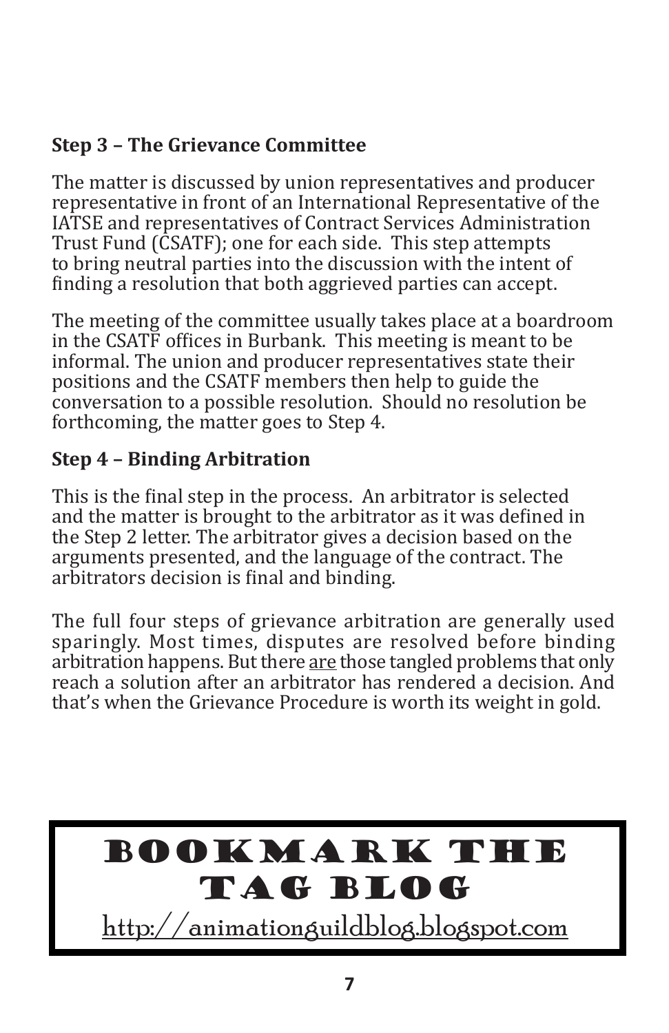### Step 3 – The Grievance Committee

The matter is discussed by union representatives and producer representative in front of an International Representative of the IATSE and representatives of Contract Services Administration Trust Fund (CSATF); one for each side. This step attempts to bring neutral parties into the discussion with the intent of finding a resolution that both aggrieved parties can accept.

The meeting of the committee usually takes place at a boardroom in the CSATF offices in Burbank. This meeting is meant to be informal. The union and producer representatives state their positions and the CSATF members then help to guide the conversation to a possible resolution. Should no resolution be forthcoming, the matter goes to Step 4.

### Step 4 – Binding Arbitration

This is the final step in the process. An arbitrator is selected and the matter is brought to the arbitrator as it was defined in the Step 2 letter. The arbitrator gives a decision based on the arguments presented, and the language of the contract. The arbitrators decision is final and binding.

The full four steps of grievance arbitration are generally used sparingly. Most times, disputes are resolved before binding arbitration happens. But there <u>are</u> those tangled problems that only reach a solution after an arbitrator has rendered a decision. And that's when the Grievance Procedure is worth its weight in gold.

## BOOKMARK THE TAG BLOG

http://animationguildblog.blogspot.com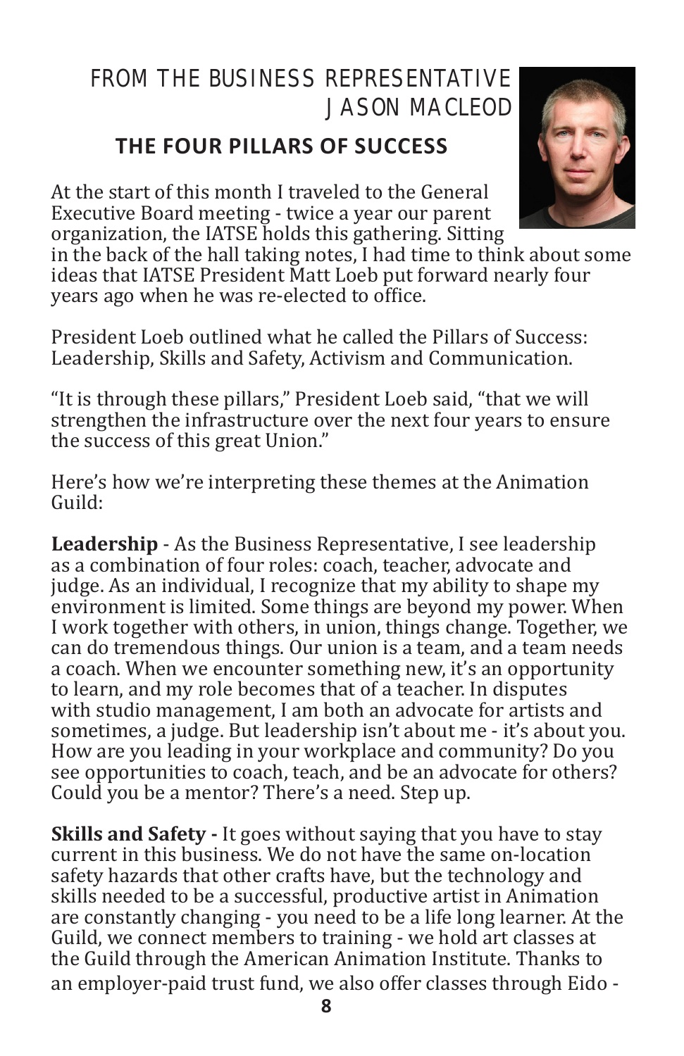## FROM THE BUSINESS REPRESENTATIVE JASON MACLEOD

### THE FOUR PILLARS OF SUCCESS

At the start of this month I traveled to the General Executive Board meeting - twice a year our parent organization, the IATSE holds this gathering. Sitting in the back of the hall taking notes, I had time to think about some ideas that IATSE President Matt Loeb put forward nearly four years ago when he was re-elected to office.

President Loeb outlined what he called the Pillars of Success: Leadership, Skills and Safety, Activism and Communication.

"It is through these pillars," President Loeb said, "that we will strengthen the infrastructure over the next four years to ensure the success of this great Union."

Here's how we're interpreting these themes at the Animation Guild:

**Leadership** - As the Business Representative, I see leadership as a combination of four roles: coach, teacher, advocate and judge. As an individual, I recognize that my ability to shape my environment is limited. Some things are beyond my power. When I work together with others, in union, things change. Together, we can do tremendous things. Our union is a team, and a team needs a coach. When we encounter something new, it's an opportunity to learn, and my role becomes that of a teacher. In disputes with studio management, I am both an advocate for artists and sometimes, a judge. But leadership isn't about me - it's about you. How are you leading in your workplace and community? Do you see opportunities to coach, teach, and be an advocate for others? Could you be a mentor? There's a need. Step up.

**Skills and Safety -** It goes without saying that you have to stay current in this business. We do not have the same on-location safety hazards that other crafts have, but the technology and skills needed to be a successful, productive artist in Animation are constantly changing - you need to be a life long learner. At the Guild, we connect members to training - we hold art classes at the Guild through the American Animation Institute. Thanks to an employer-paid trust fund, we also offer classes through Eido -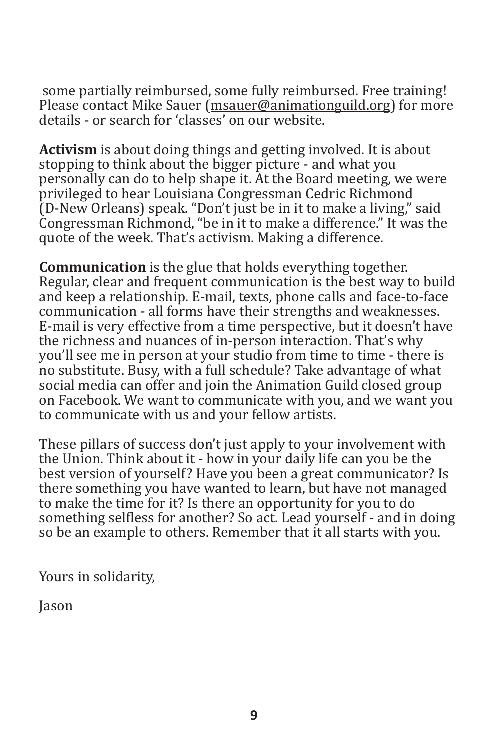some partially reimbursed, some fully reimbursed. Free training! Please contact Mike Sauer (msauer@animationguild.org) for more details - or search for 'classes' on our website.

**Activism** is about doing things and getting involved. It is about stopping to think about the bigger picture - and what you personally can do to help shape it. At the Board meeting, we were privileged to hear Louisiana Congressman Cedric Richmond (D-New Orleans) speak. "Don't just be in it to make a living," said Congressman Richmond, "be in it to make a difference." It was the quote of the week. That's activism. Making a difference.

**Communication** is the glue that holds everything together. Regular, clear and frequent communication is the best way to build and keep a relationship. E-mail, texts, phone calls and face-to-face communication - all forms have their strengths and weaknesses. E-mail is very effective from a time perspective, but it doesn't have the richness and nuances of in-person interaction. That's why you'll see me in person at your studio from time to time - there is no substitute. Busy, with a full schedule? Take advantage of what social media can offer and join the Animation Guild closed group on Facebook. We want to communicate with you, and we want you to communicate with us and your fellow artists.

These pillars of success don't just apply to your involvement with the Union. Think about it - how in your daily life can you be the best version of yourself? Have you been a great communicator? Is there something you have wanted to learn, but have not managed to make the time for it? Is there an opportunity for you to do something selfless for another? So act. Lead yourself - and in doing so be an example to others. Remember that it all starts with you.

Yours in solidarity,

Jason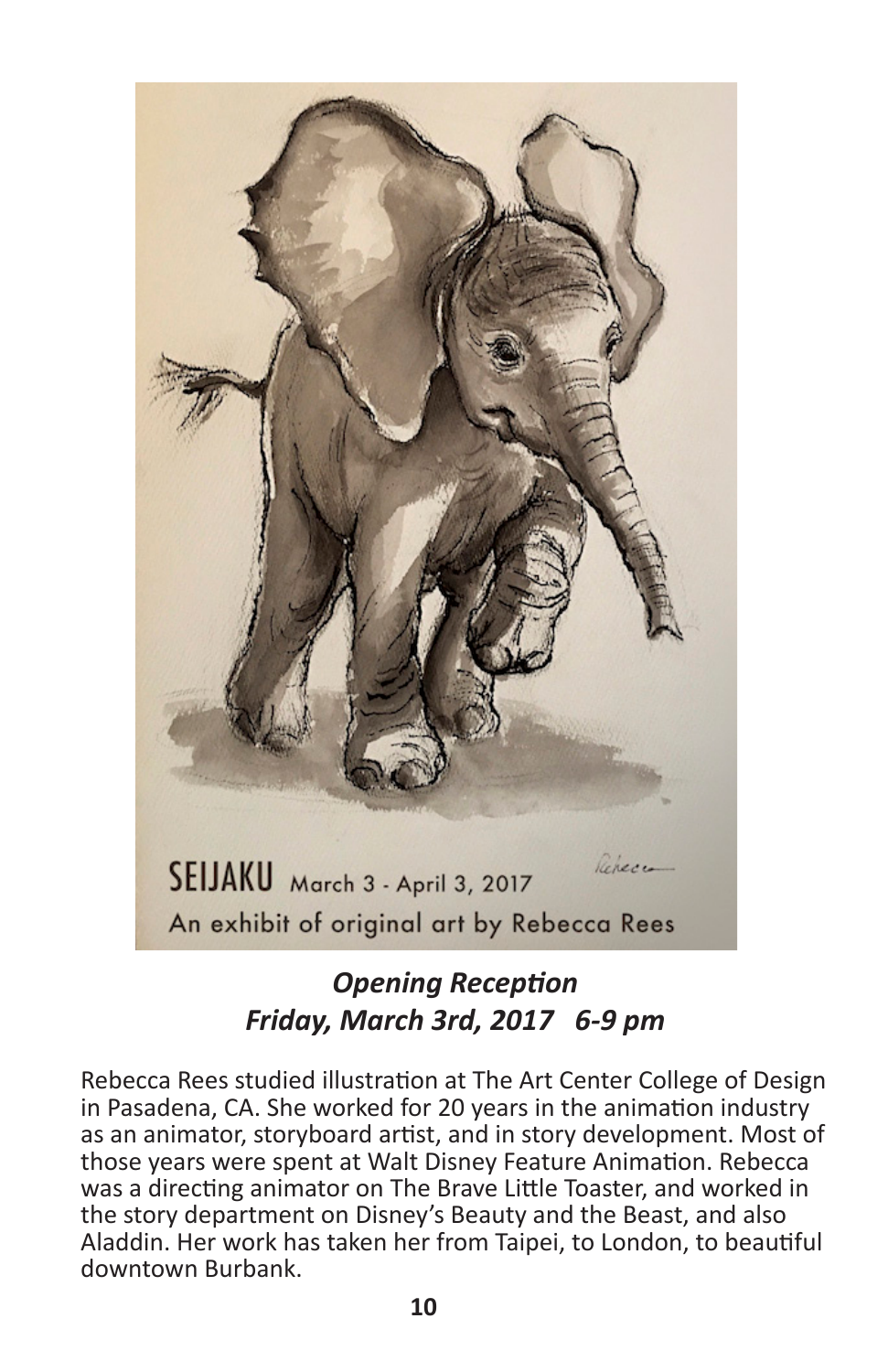SEIJAKU March 3 - April 3, 2017

An exhibit of original art by Rebecca Rees

***Opening Reception***
***Friday, March 3rd, 2017 6-9 pm***

Rebecca Rees studied illustration at The Art Center College of Design in Pasadena, CA. She worked for 20 years in the animation industry as an animator, storyboard artist, and in story development. Most of those years were spent at Walt Disney Feature Animation. Rebecca was a directing animator on The Brave Little Toaster, and worked in the story department on Disney's Beauty and the Beast, and also Aladdin. Her work has taken her from Taipei, to London, to beautiful downtown Burbank.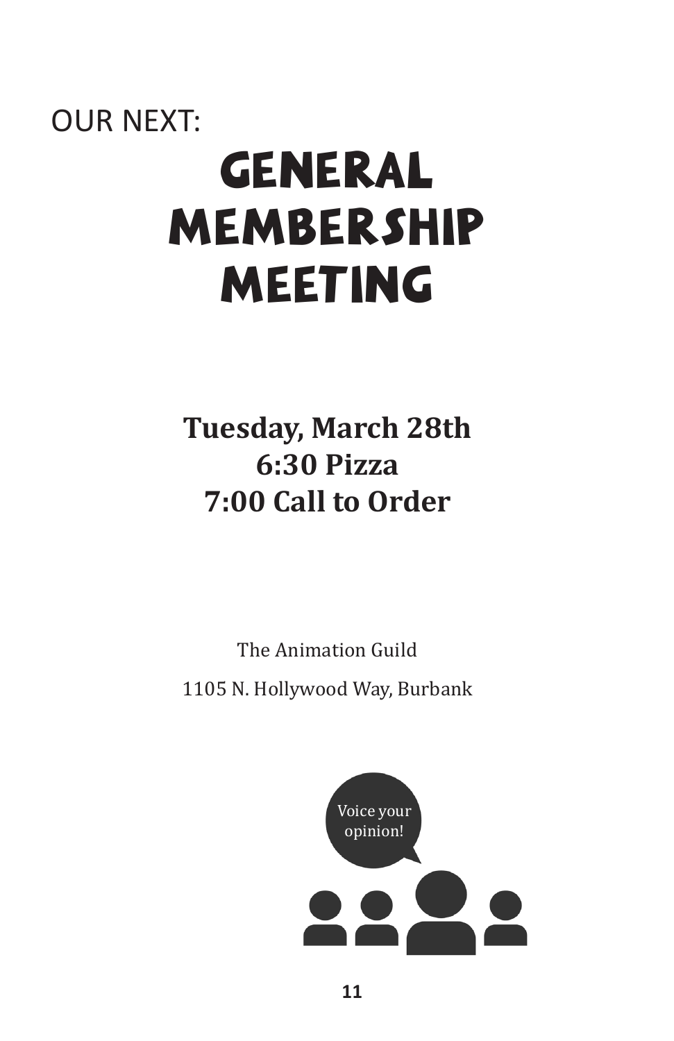OUR NEXT:

# GENERAL MEMBERSHIP MEETING

**Tuesday, March 28th**
**6:30 Pizza**
**7:00 Call to Order**

The Animation Guild

1105 N. Hollywood Way, Burbank

Voice your opinion!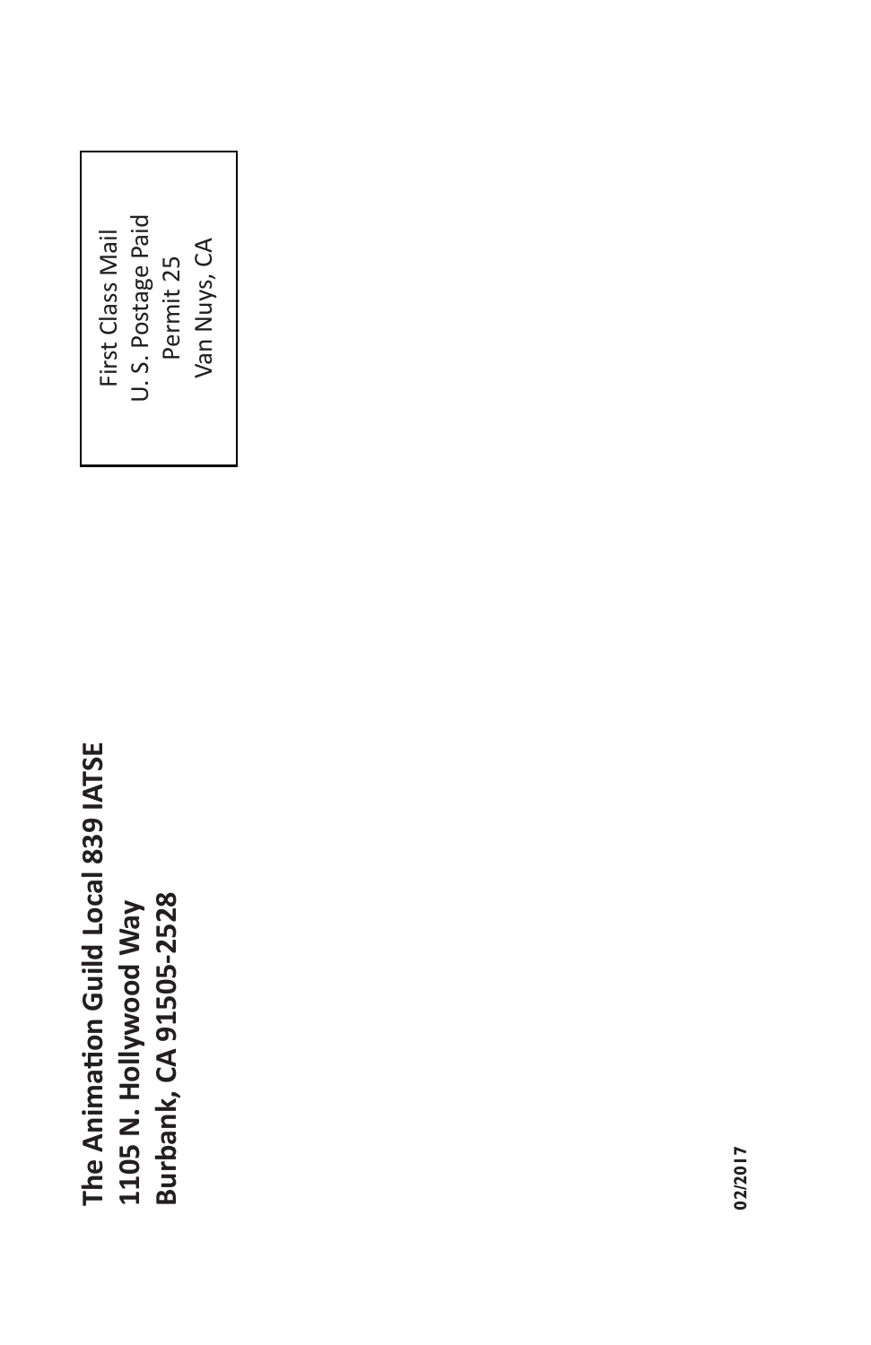**The Animation Guild Local 839 IATSE**
**1105 N. Hollywood Way**
**Burbank, CA 91505-2528**

First Class Mail
U. S. Postage Paid
Permit 25
Van Nuys, CA

**02/2017**